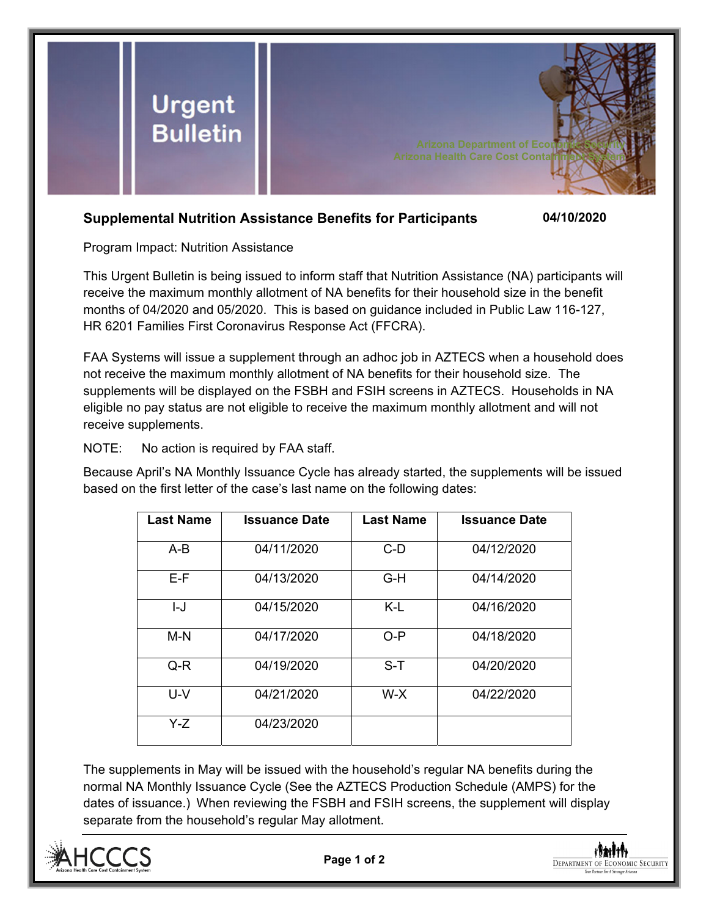# Urgent Bulletin

Arizona Department of Economic Security
Arizona Health Care Cost Containment System

## Supplemental Nutrition Assistance Benefits for Participants

**04/10/2020**

Program Impact: Nutrition Assistance

This Urgent Bulletin is being issued to inform staff that Nutrition Assistance (NA) participants will receive the maximum monthly allotment of NA benefits for their household size in the benefit months of 04/2020 and 05/2020. This is based on guidance included in Public Law 116-127, HR 6201 Families First Coronavirus Response Act (FFCRA).

FAA Systems will issue a supplement through an adhoc job in AZTECS when a household does not receive the maximum monthly allotment of NA benefits for their household size. The supplements will be displayed on the FSBH and FSIH screens in AZTECS. Households in NA eligible no pay status are not eligible to receive the maximum monthly allotment and will not receive supplements.

NOTE: No action is required by FAA staff.

Because April's NA Monthly Issuance Cycle has already started, the supplements will be issued based on the first letter of the case's last name on the following dates:

| Last Name | Issuance Date | Last Name | Issuance Date |
|---|---|---|---|
| A-B | 04/11/2020 | C-D | 04/12/2020 |
| E-F | 04/13/2020 | G-H | 04/14/2020 |
| I-J | 04/15/2020 | K-L | 04/16/2020 |
| M-N | 04/17/2020 | O-P | 04/18/2020 |
| Q-R | 04/19/2020 | S-T | 04/20/2020 |
| U-V | 04/21/2020 | W-X | 04/22/2020 |
| Y-Z | 04/23/2020 | | |

The supplements in May will be issued with the household's regular NA benefits during the normal NA Monthly Issuance Cycle (See the AZTECS Production Schedule (AMPS) for the dates of issuance.) When reviewing the FSBH and FSIH screens, the supplement will display separate from the household's regular May allotment.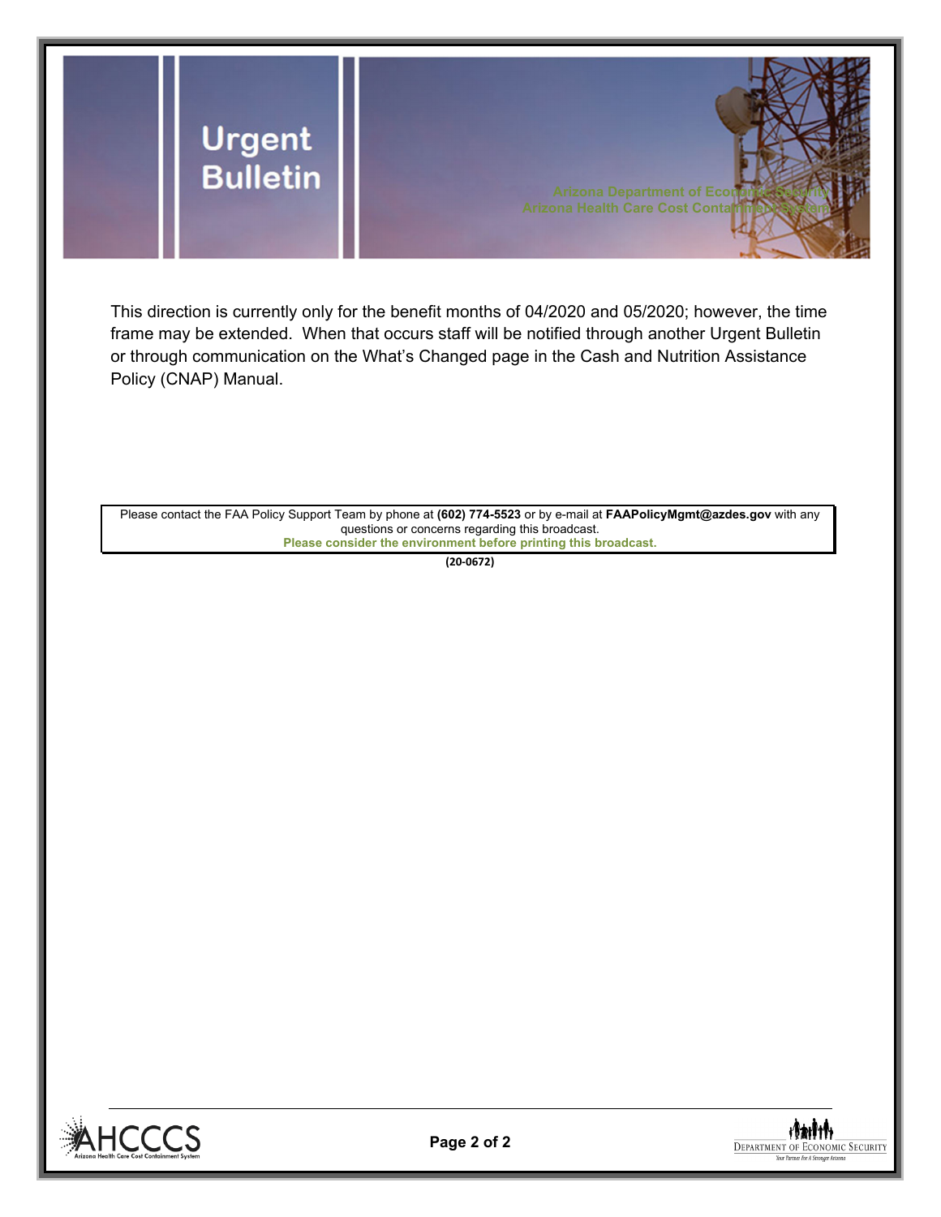This direction is currently only for the benefit months of 04/2020 and 05/2020; however, the time frame may be extended. When that occurs staff will be notified through another Urgent Bulletin or through communication on the What's Changed page in the Cash and Nutrition Assistance Policy (CNAP) Manual.

Please contact the FAA Policy Support Team by phone at **(602) 774-5523** or by e-mail at **FAAPolicyMgmt@azdes.gov** with any questions or concerns regarding this broadcast.
**Please consider the environment before printing this broadcast.**

**(20-0672)**